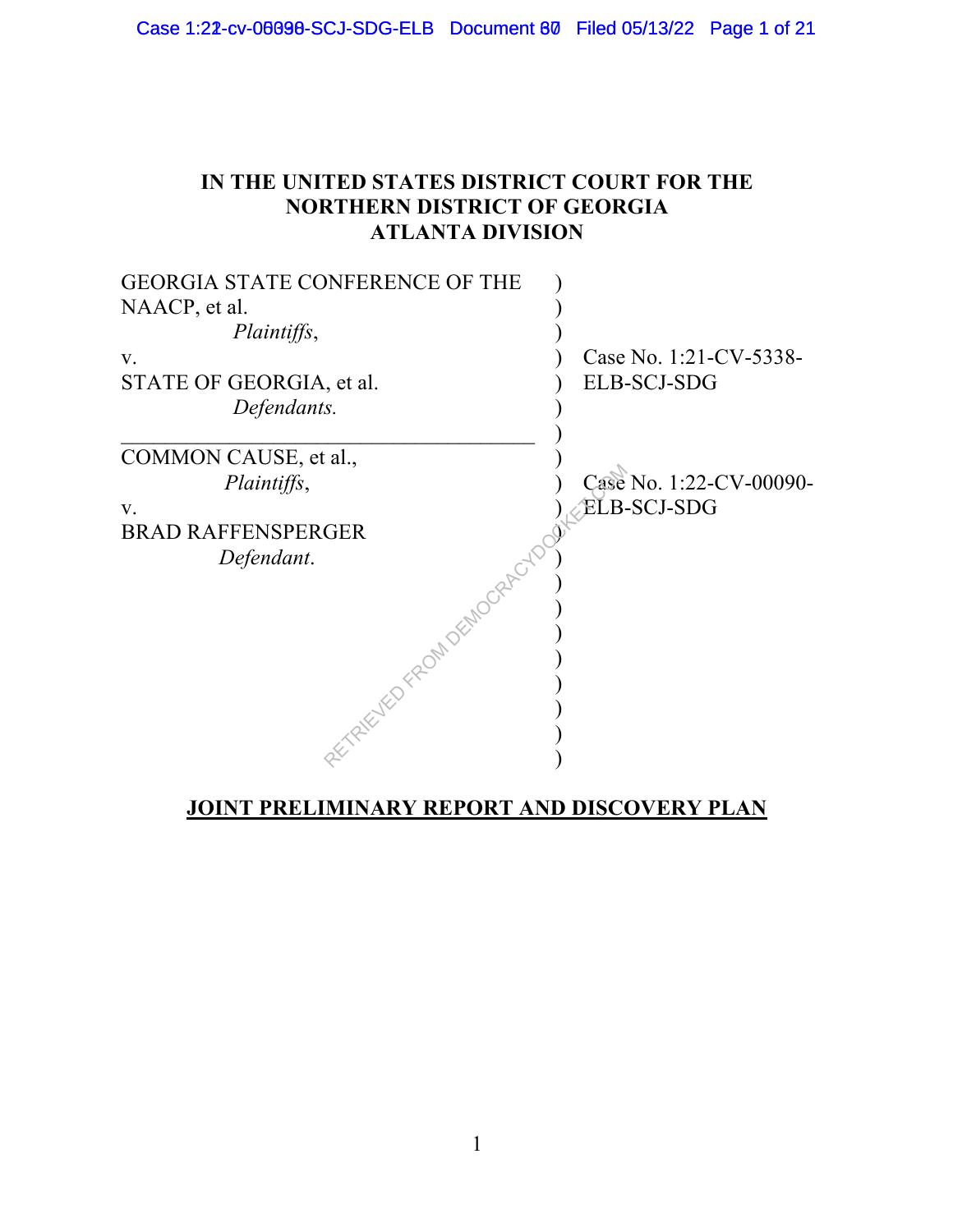# IN THE UNITED STATES DISTRICT COURT FOR THE NORTHERN DISTRICT OF GEORGIA ATLANTA DIVISION

| | | |
|---|---|---|
| GEORGIA STATE CONFERENCE OF THE NAACP, et al.<br>*Plaintiffs*,<br>v.<br>STATE OF GEORGIA, et al.<br>*Defendants.* | ) | Case No. 1:21-CV-5338-ELB-SCJ-SDG |
| COMMON CAUSE, et al.,<br>*Plaintiffs*,<br>v.<br>BRAD RAFFENSPERGER<br>*Defendant*. | ) | Case No. 1:22-CV-00090-ELB-SCJ-SDG |

## JOINT PRELIMINARY REPORT AND DISCOVERY PLAN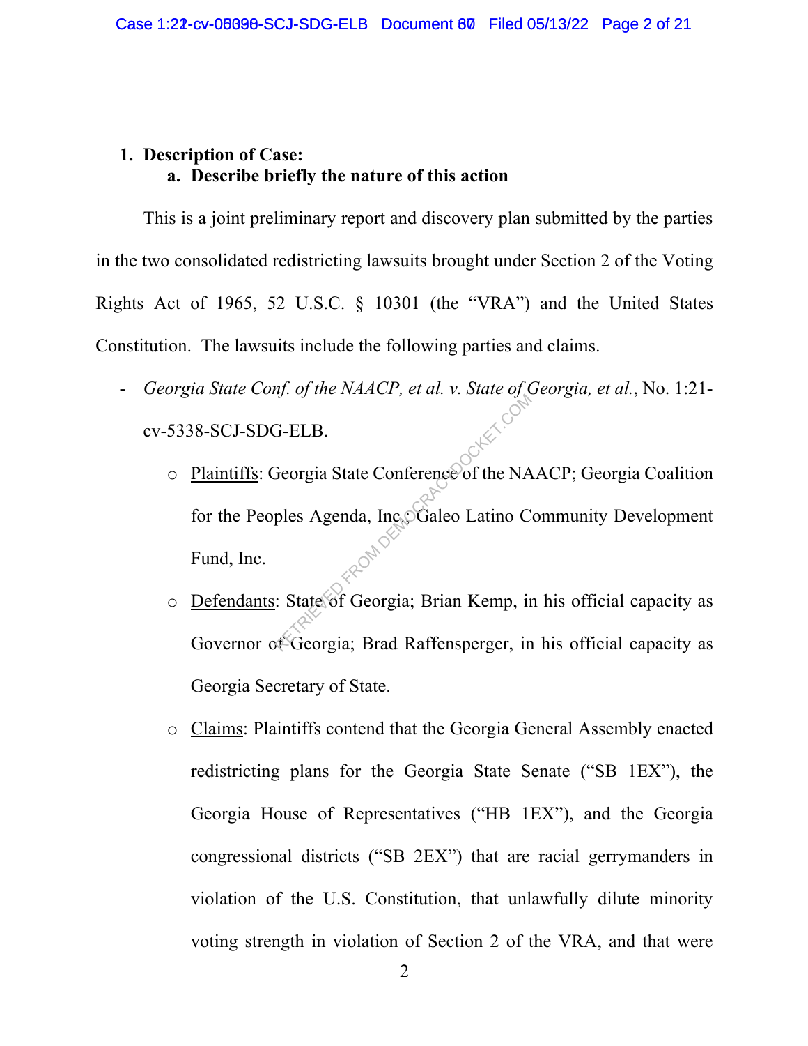1. **Description of Case:**
   a. **Describe briefly the nature of this action**

This is a joint preliminary report and discovery plan submitted by the parties in the two consolidated redistricting lawsuits brought under Section 2 of the Voting Rights Act of 1965, 52 U.S.C. § 10301 (the "VRA") and the United States Constitution. The lawsuits include the following parties and claims.

- *Georgia State Conf. of the NAACP, et al. v. State of Georgia, et al.*, No. 1:21-cv-5338-SCJ-SDG-ELB.
  - Plaintiffs: Georgia State Conference of the NAACP; Georgia Coalition for the Peoples Agenda, Inc.; Galeo Latino Community Development Fund, Inc.
  - Defendants: State of Georgia; Brian Kemp, in his official capacity as Governor of Georgia; Brad Raffensperger, in his official capacity as Georgia Secretary of State.
  - Claims: Plaintiffs contend that the Georgia General Assembly enacted redistricting plans for the Georgia State Senate ("SB 1EX"), the Georgia House of Representatives ("HB 1EX"), and the Georgia congressional districts ("SB 2EX") that are racial gerrymanders in violation of the U.S. Constitution, that unlawfully dilute minority voting strength in violation of Section 2 of the VRA, and that were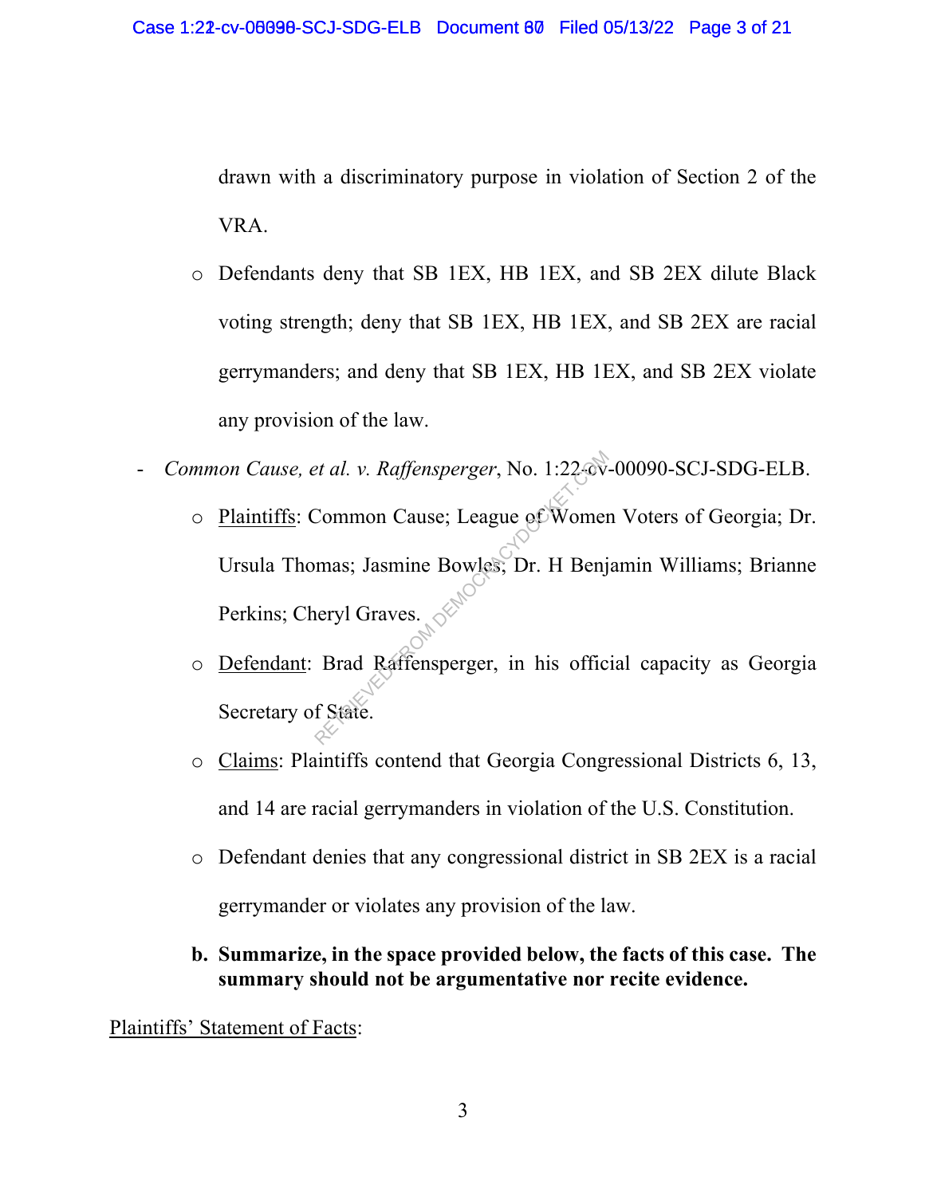drawn with a discriminatory purpose in violation of Section 2 of the VRA.

- Defendants deny that SB 1EX, HB 1EX, and SB 2EX dilute Black voting strength; deny that SB 1EX, HB 1EX, and SB 2EX are racial gerrymanders; and deny that SB 1EX, HB 1EX, and SB 2EX violate any provision of the law.

- *Common Cause, et al. v. Raffensperger*, No. 1:22-cv-00090-SCJ-SDG-ELB.
  - Plaintiffs: Common Cause; League of Women Voters of Georgia; Dr. Ursula Thomas; Jasmine Bowles; Dr. H Benjamin Williams; Brianne Perkins; Cheryl Graves.
  - Defendant: Brad Raffensperger, in his official capacity as Georgia Secretary of State.
  - Claims: Plaintiffs contend that Georgia Congressional Districts 6, 13, and 14 are racial gerrymanders in violation of the U.S. Constitution.
  - Defendant denies that any congressional district in SB 2EX is a racial gerrymander or violates any provision of the law.

**b. Summarize, in the space provided below, the facts of this case. The summary should not be argumentative nor recite evidence.**

Plaintiffs' Statement of Facts: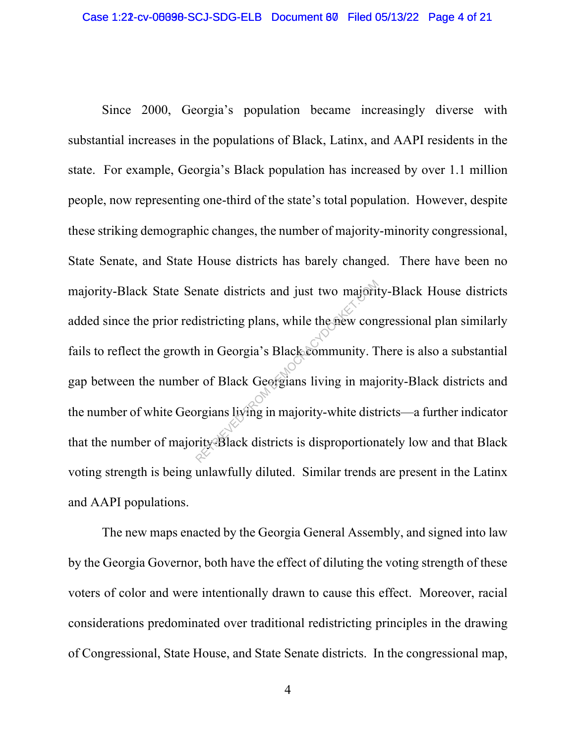Since 2000, Georgia's population became increasingly diverse with substantial increases in the populations of Black, Latinx, and AAPI residents in the state. For example, Georgia's Black population has increased by over 1.1 million people, now representing one-third of the state's total population. However, despite these striking demographic changes, the number of majority-minority congressional, State Senate, and State House districts has barely changed. There have been no majority-Black State Senate districts and just two majority-Black House districts added since the prior redistricting plans, while the new congressional plan similarly fails to reflect the growth in Georgia's Black community. There is also a substantial gap between the number of Black Georgians living in majority-Black districts and the number of white Georgians living in majority-white districts—a further indicator that the number of majority-Black districts is disproportionately low and that Black voting strength is being unlawfully diluted. Similar trends are present in the Latinx and AAPI populations.

The new maps enacted by the Georgia General Assembly, and signed into law by the Georgia Governor, both have the effect of diluting the voting strength of these voters of color and were intentionally drawn to cause this effect. Moreover, racial considerations predominated over traditional redistricting principles in the drawing of Congressional, State House, and State Senate districts. In the congressional map,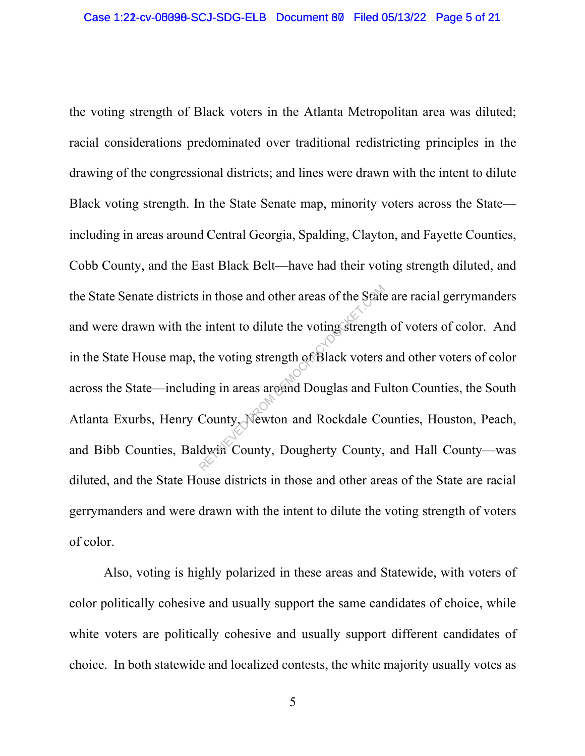the voting strength of Black voters in the Atlanta Metropolitan area was diluted; racial considerations predominated over traditional redistricting principles in the drawing of the congressional districts; and lines were drawn with the intent to dilute Black voting strength. In the State Senate map, minority voters across the State—including in areas around Central Georgia, Spalding, Clayton, and Fayette Counties, Cobb County, and the East Black Belt—have had their voting strength diluted, and the State Senate districts in those and other areas of the State are racial gerrymanders and were drawn with the intent to dilute the voting strength of voters of color. And in the State House map, the voting strength of Black voters and other voters of color across the State—including in areas around Douglas and Fulton Counties, the South Atlanta Exurbs, Henry County, Newton and Rockdale Counties, Houston, Peach, and Bibb Counties, Baldwin County, Dougherty County, and Hall County—was diluted, and the State House districts in those and other areas of the State are racial gerrymanders and were drawn with the intent to dilute the voting strength of voters of color.

Also, voting is highly polarized in these areas and Statewide, with voters of color politically cohesive and usually support the same candidates of choice, while white voters are politically cohesive and usually support different candidates of choice. In both statewide and localized contests, the white majority usually votes as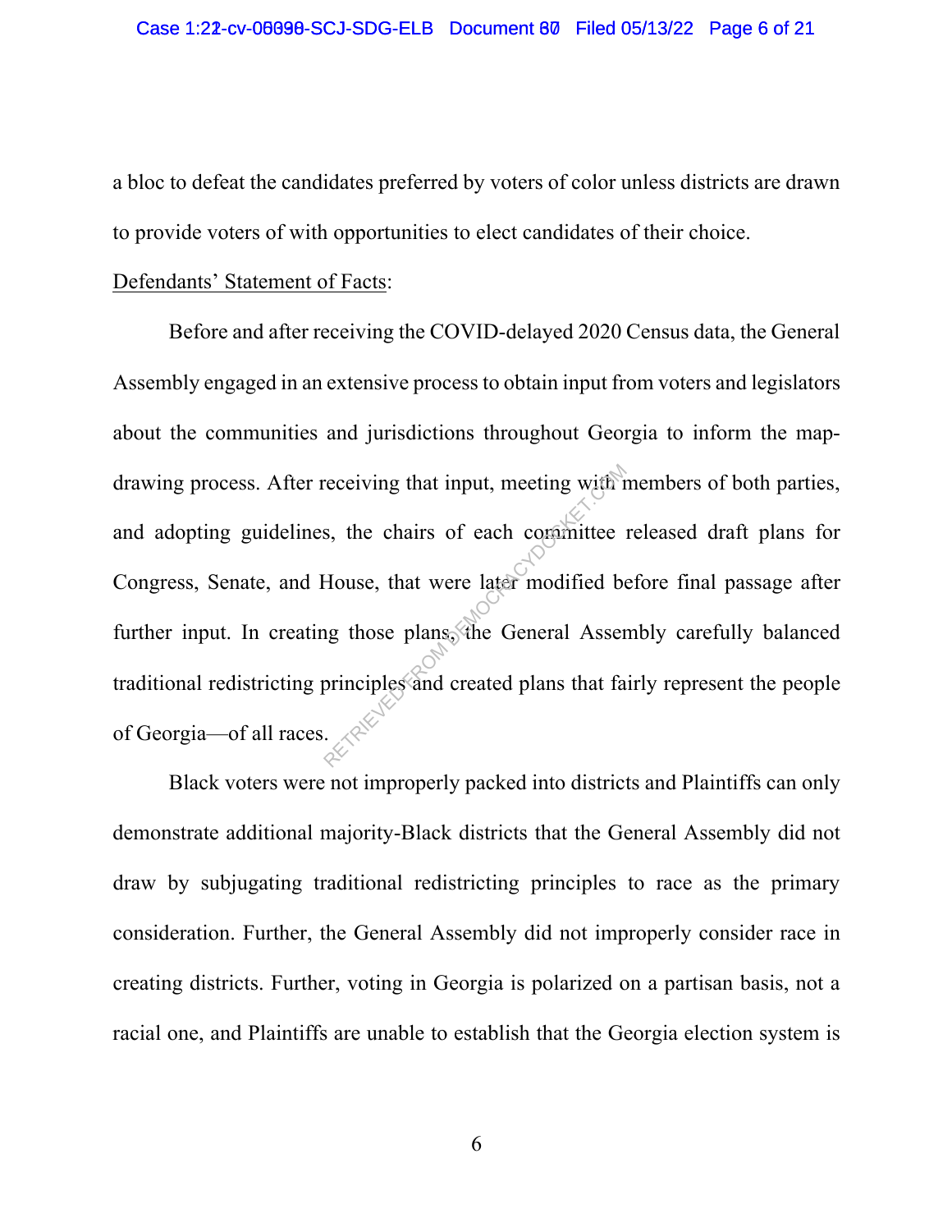a bloc to defeat the candidates preferred by voters of color unless districts are drawn to provide voters of with opportunities to elect candidates of their choice.

<u>Defendants' Statement of Facts</u>:

Before and after receiving the COVID-delayed 2020 Census data, the General Assembly engaged in an extensive process to obtain input from voters and legislators about the communities and jurisdictions throughout Georgia to inform the map-drawing process. After receiving that input, meeting with members of both parties, and adopting guidelines, the chairs of each committee released draft plans for Congress, Senate, and House, that were later modified before final passage after further input. In creating those plans, the General Assembly carefully balanced traditional redistricting principles and created plans that fairly represent the people of Georgia—of all races.

Black voters were not improperly packed into districts and Plaintiffs can only demonstrate additional majority-Black districts that the General Assembly did not draw by subjugating traditional redistricting principles to race as the primary consideration. Further, the General Assembly did not improperly consider race in creating districts. Further, voting in Georgia is polarized on a partisan basis, not a racial one, and Plaintiffs are unable to establish that the Georgia election system is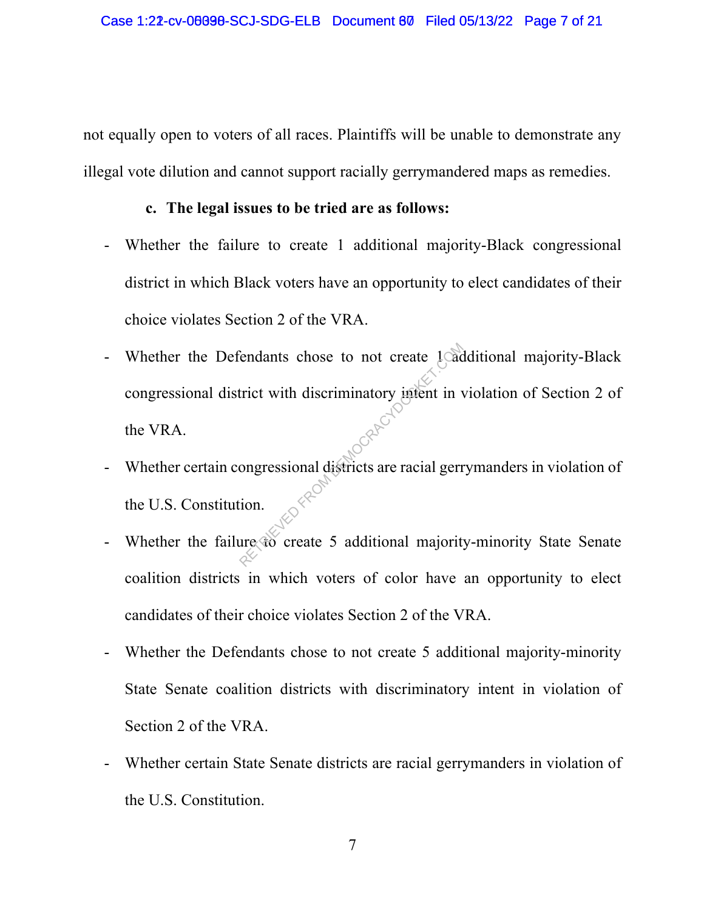not equally open to voters of all races. Plaintiffs will be unable to demonstrate any illegal vote dilution and cannot support racially gerrymandered maps as remedies.

**c. The legal issues to be tried are as follows:**

- Whether the failure to create 1 additional majority-Black congressional district in which Black voters have an opportunity to elect candidates of their choice violates Section 2 of the VRA.
- Whether the Defendants chose to not create 1 additional majority-Black congressional district with discriminatory intent in violation of Section 2 of the VRA.
- Whether certain congressional districts are racial gerrymanders in violation of the U.S. Constitution.
- Whether the failure to create 5 additional majority-minority State Senate coalition districts in which voters of color have an opportunity to elect candidates of their choice violates Section 2 of the VRA.
- Whether the Defendants chose to not create 5 additional majority-minority State Senate coalition districts with discriminatory intent in violation of Section 2 of the VRA.
- Whether certain State Senate districts are racial gerrymanders in violation of the U.S. Constitution.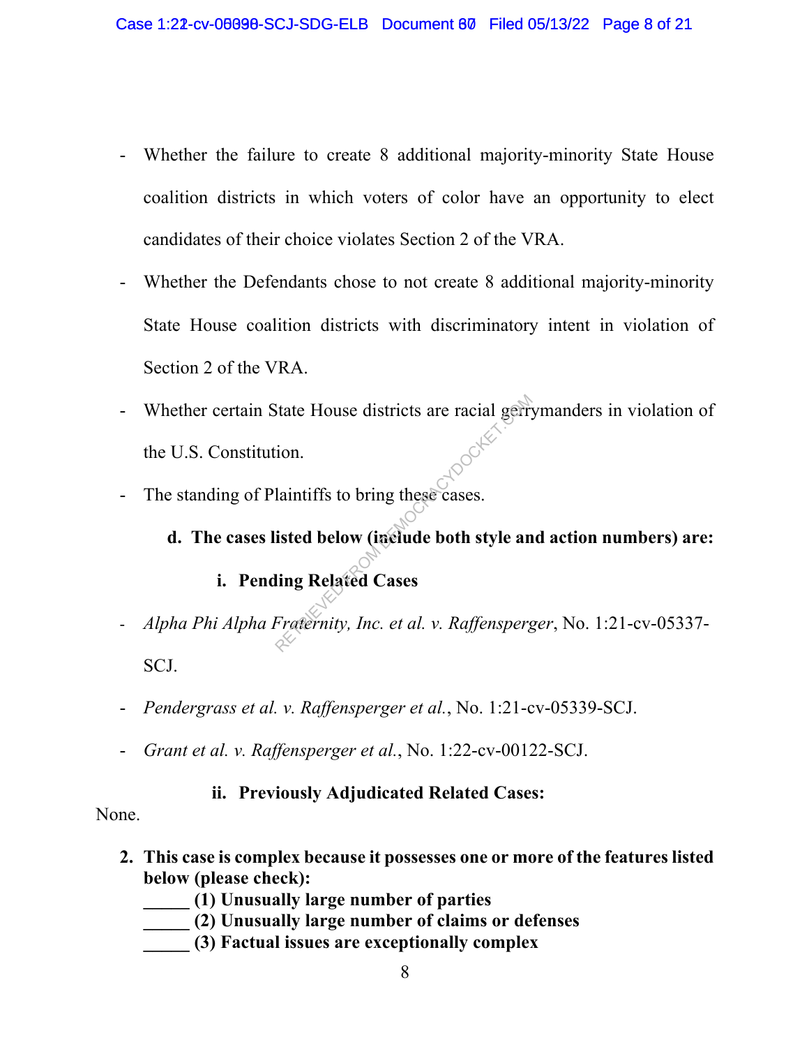- Whether the failure to create 8 additional majority-minority State House coalition districts in which voters of color have an opportunity to elect candidates of their choice violates Section 2 of the VRA.
- Whether the Defendants chose to not create 8 additional majority-minority State House coalition districts with discriminatory intent in violation of Section 2 of the VRA.
- Whether certain State House districts are racial gerrymanders in violation of the U.S. Constitution.
- The standing of Plaintiffs to bring these cases.

**d. The cases listed below (include both style and action numbers) are:**

**i. Pending Related Cases**

- *Alpha Phi Alpha Fraternity, Inc. et al. v. Raffensperger*, No. 1:21-cv-05337-SCJ.
- *Pendergrass et al. v. Raffensperger et al.*, No. 1:21-cv-05339-SCJ.
- *Grant et al. v. Raffensperger et al.*, No. 1:22-cv-00122-SCJ.

**ii. Previously Adjudicated Related Cases:**

None.

**2. This case is complex because it possesses one or more of the features listed below (please check):**

_____ **(1) Unusually large number of parties**
_____ **(2) Unusually large number of claims or defenses**
_____ **(3) Factual issues are exceptionally complex**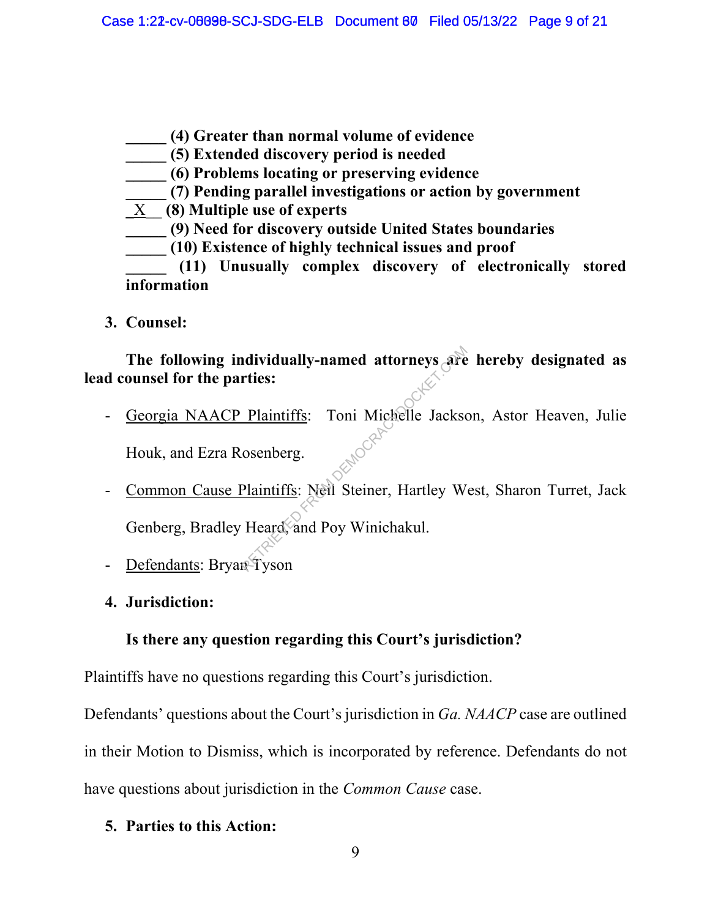_____ **(4) Greater than normal volume of evidence**
_____ **(5) Extended discovery period is needed**
_____ **(6) Problems locating or preserving evidence**
_____ **(7) Pending parallel investigations or action by government**
\_X\_\_ **(8) Multiple use of experts**
_____ **(9) Need for discovery outside United States boundaries**
_____ **(10) Existence of highly technical issues and proof**
_____ **(11) Unusually complex discovery of electronically stored information**

**3. Counsel:**

**The following individually-named attorneys are hereby designated as lead counsel for the parties:**

- Georgia NAACP Plaintiffs: Toni Michelle Jackson, Astor Heaven, Julie Houk, and Ezra Rosenberg.
- Common Cause Plaintiffs: Neil Steiner, Hartley West, Sharon Turret, Jack Genberg, Bradley Heard, and Poy Winichakul.
- Defendants: Bryan Tyson

**4. Jurisdiction:**

**Is there any question regarding this Court's jurisdiction?**

Plaintiffs have no questions regarding this Court's jurisdiction.

Defendants' questions about the Court's jurisdiction in *Ga. NAACP* case are outlined in their Motion to Dismiss, which is incorporated by reference. Defendants do not have questions about jurisdiction in the *Common Cause* case.

**5. Parties to this Action:**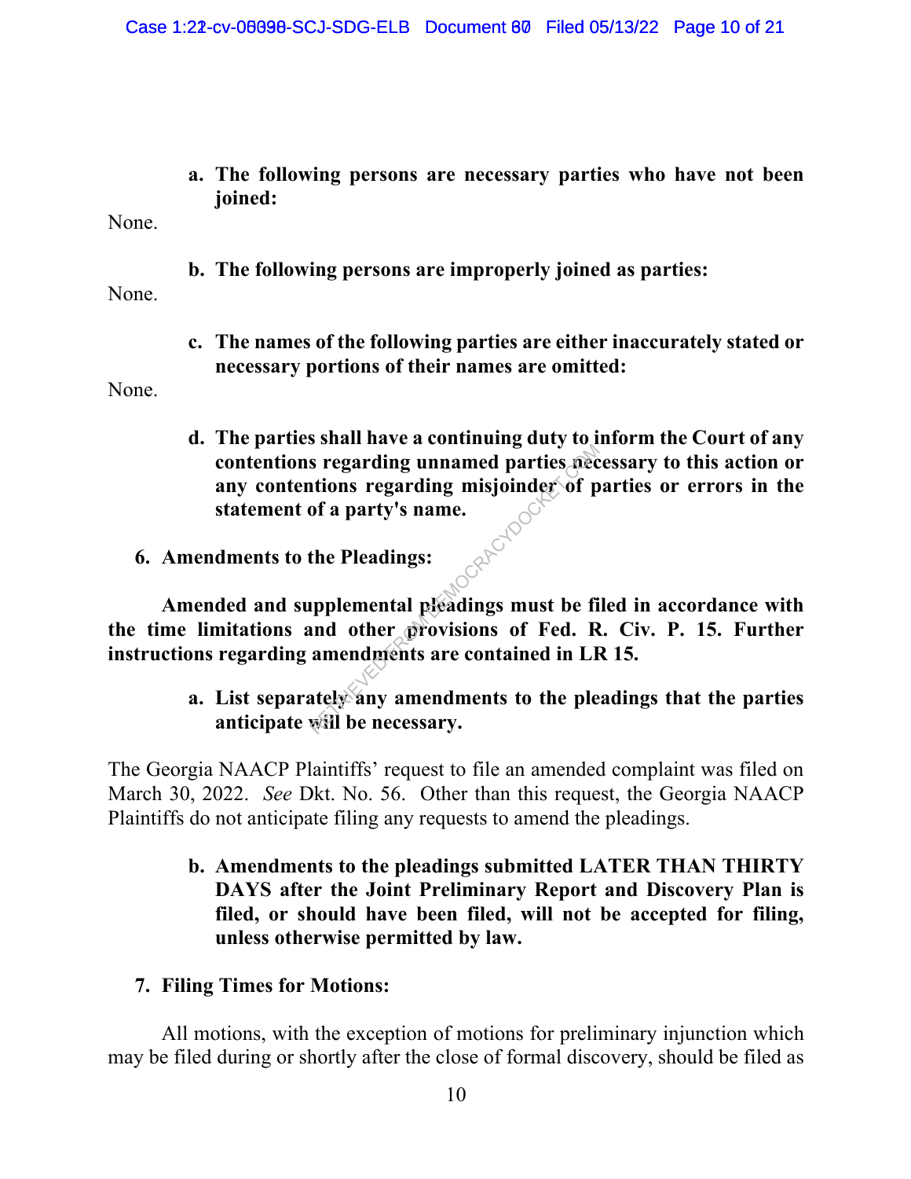**a. The following persons are necessary parties who have not been joined:**

None.

**b. The following persons are improperly joined as parties:**

None.

**c. The names of the following parties are either inaccurately stated or necessary portions of their names are omitted:**

None.

**d. The parties shall have a continuing duty to inform the Court of any contentions regarding unnamed parties necessary to this action or any contentions regarding misjoinder of parties or errors in the statement of a party's name.**

**6. Amendments to the Pleadings:**

**Amended and supplemental pleadings must be filed in accordance with the time limitations and other provisions of Fed. R. Civ. P. 15. Further instructions regarding amendments are contained in LR 15.**

**a. List separately any amendments to the pleadings that the parties anticipate will be necessary.**

The Georgia NAACP Plaintiffs' request to file an amended complaint was filed on March 30, 2022. *See* Dkt. No. 56. Other than this request, the Georgia NAACP Plaintiffs do not anticipate filing any requests to amend the pleadings.

**b. Amendments to the pleadings submitted LATER THAN THIRTY DAYS after the Joint Preliminary Report and Discovery Plan is filed, or should have been filed, will not be accepted for filing, unless otherwise permitted by law.**

**7. Filing Times for Motions:**

All motions, with the exception of motions for preliminary injunction which may be filed during or shortly after the close of formal discovery, should be filed as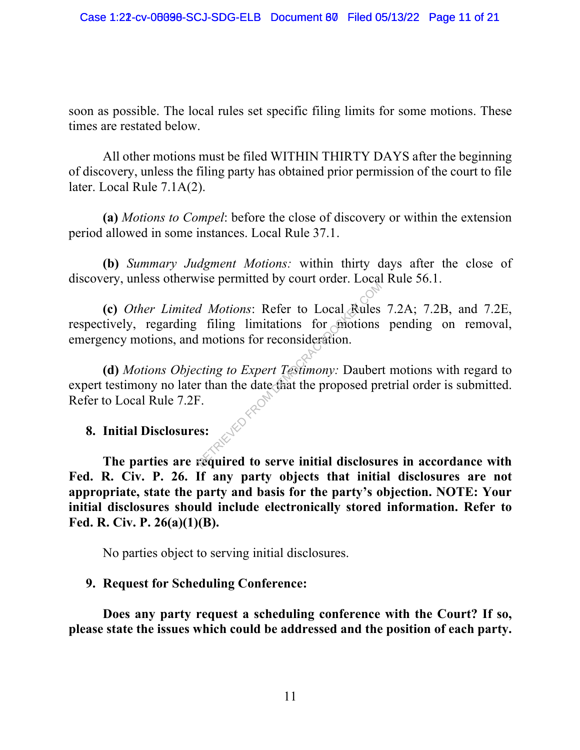soon as possible. The local rules set specific filing limits for some motions. These times are restated below.

All other motions must be filed WITHIN THIRTY DAYS after the beginning of discovery, unless the filing party has obtained prior permission of the court to file later. Local Rule 7.1A(2).

**(a)** *Motions to Compel*: before the close of discovery or within the extension period allowed in some instances. Local Rule 37.1.

**(b)** *Summary Judgment Motions:* within thirty days after the close of discovery, unless otherwise permitted by court order. Local Rule 56.1.

**(c)** *Other Limited Motions*: Refer to Local Rules 7.2A; 7.2B, and 7.2E, respectively, regarding filing limitations for motions pending on removal, emergency motions, and motions for reconsideration.

**(d)** *Motions Objecting to Expert Testimony:* Daubert motions with regard to expert testimony no later than the date that the proposed pretrial order is submitted. Refer to Local Rule 7.2F.

**8. Initial Disclosures:**

**The parties are required to serve initial disclosures in accordance with Fed. R. Civ. P. 26. If any party objects that initial disclosures are not appropriate, state the party and basis for the party's objection. NOTE: Your initial disclosures should include electronically stored information. Refer to Fed. R. Civ. P. 26(a)(1)(B).**

No parties object to serving initial disclosures.

**9. Request for Scheduling Conference:**

**Does any party request a scheduling conference with the Court? If so, please state the issues which could be addressed and the position of each party.**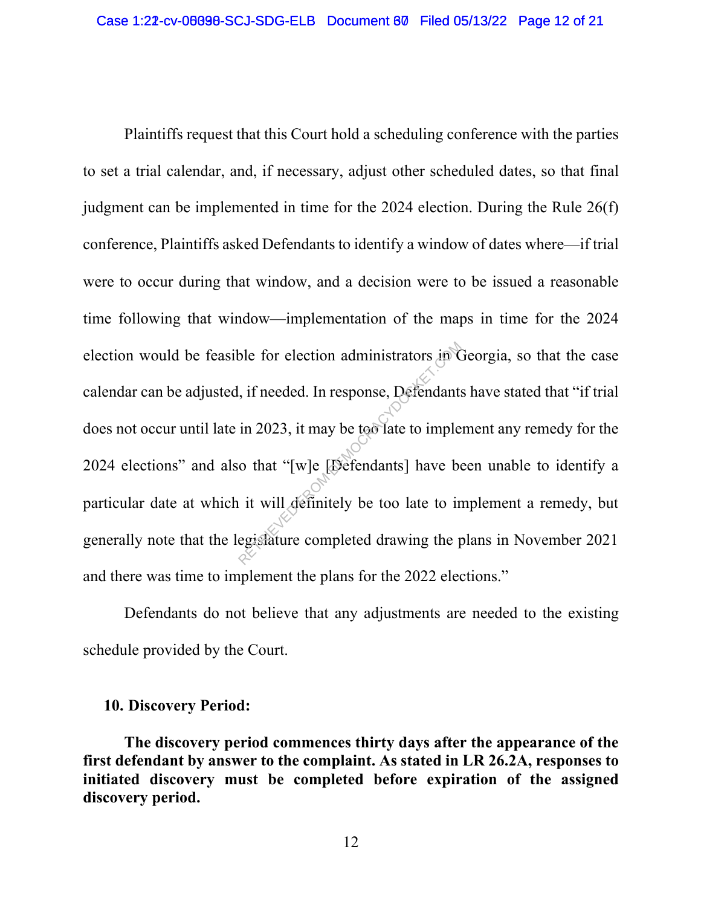Plaintiffs request that this Court hold a scheduling conference with the parties to set a trial calendar, and, if necessary, adjust other scheduled dates, so that final judgment can be implemented in time for the 2024 election. During the Rule 26(f) conference, Plaintiffs asked Defendants to identify a window of dates where—if trial were to occur during that window, and a decision were to be issued a reasonable time following that window—implementation of the maps in time for the 2024 election would be feasible for election administrators in Georgia, so that the case calendar can be adjusted, if needed. In response, Defendants have stated that "if trial does not occur until late in 2023, it may be too late to implement any remedy for the 2024 elections" and also that "[w]e [Defendants] have been unable to identify a particular date at which it will definitely be too late to implement a remedy, but generally note that the legislature completed drawing the plans in November 2021 and there was time to implement the plans for the 2022 elections."

Defendants do not believe that any adjustments are needed to the existing schedule provided by the Court.

**10. Discovery Period:**

**The discovery period commences thirty days after the appearance of the first defendant by answer to the complaint. As stated in LR 26.2A, responses to initiated discovery must be completed before expiration of the assigned discovery period.**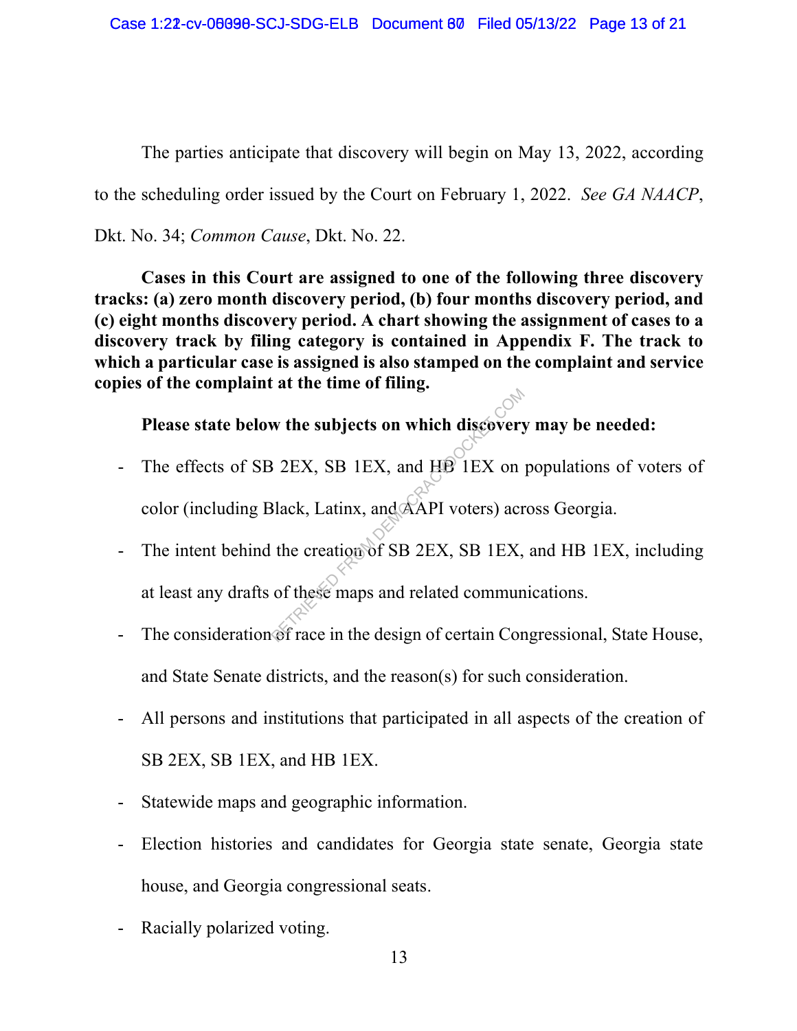The parties anticipate that discovery will begin on May 13, 2022, according to the scheduling order issued by the Court on February 1, 2022. *See GA NAACP*, Dkt. No. 34; *Common Cause*, Dkt. No. 22.

**Cases in this Court are assigned to one of the following three discovery tracks: (a) zero month discovery period, (b) four months discovery period, and (c) eight months discovery period. A chart showing the assignment of cases to a discovery track by filing category is contained in Appendix F. The track to which a particular case is assigned is also stamped on the complaint and service copies of the complaint at the time of filing.**

**Please state below the subjects on which discovery may be needed:**

- The effects of SB 2EX, SB 1EX, and HB 1EX on populations of voters of color (including Black, Latinx, and AAPI voters) across Georgia.
- The intent behind the creation of SB 2EX, SB 1EX, and HB 1EX, including at least any drafts of these maps and related communications.
- The consideration of race in the design of certain Congressional, State House, and State Senate districts, and the reason(s) for such consideration.
- All persons and institutions that participated in all aspects of the creation of SB 2EX, SB 1EX, and HB 1EX.
- Statewide maps and geographic information.
- Election histories and candidates for Georgia state senate, Georgia state house, and Georgia congressional seats.
- Racially polarized voting.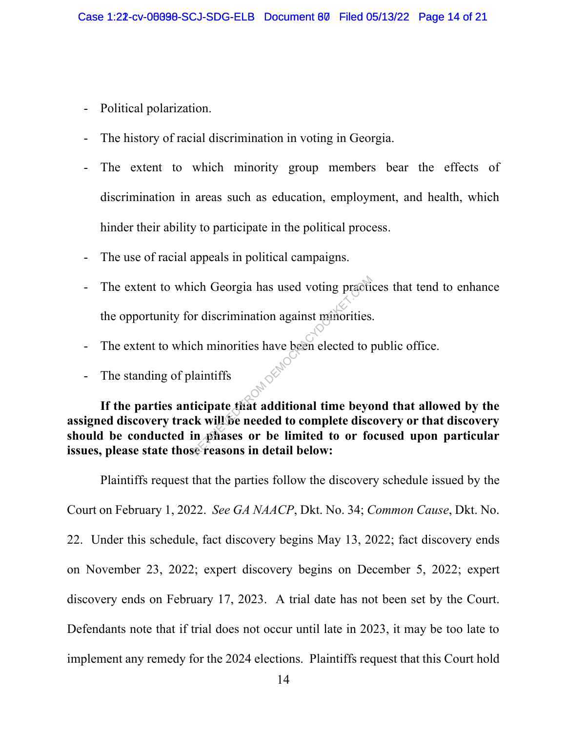- Political polarization.
- The history of racial discrimination in voting in Georgia.
- The extent to which minority group members bear the effects of discrimination in areas such as education, employment, and health, which hinder their ability to participate in the political process.
- The use of racial appeals in political campaigns.
- The extent to which Georgia has used voting practices that tend to enhance the opportunity for discrimination against minorities.
- The extent to which minorities have been elected to public office.
- The standing of plaintiffs

**If the parties anticipate that additional time beyond that allowed by the assigned discovery track will be needed to complete discovery or that discovery should be conducted in phases or be limited to or focused upon particular issues, please state those reasons in detail below:**

Plaintiffs request that the parties follow the discovery schedule issued by the Court on February 1, 2022. *See GA NAACP*, Dkt. No. 34; *Common Cause*, Dkt. No. 22. Under this schedule, fact discovery begins May 13, 2022; fact discovery ends on November 23, 2022; expert discovery begins on December 5, 2022; expert discovery ends on February 17, 2023. A trial date has not been set by the Court. Defendants note that if trial does not occur until late in 2023, it may be too late to implement any remedy for the 2024 elections. Plaintiffs request that this Court hold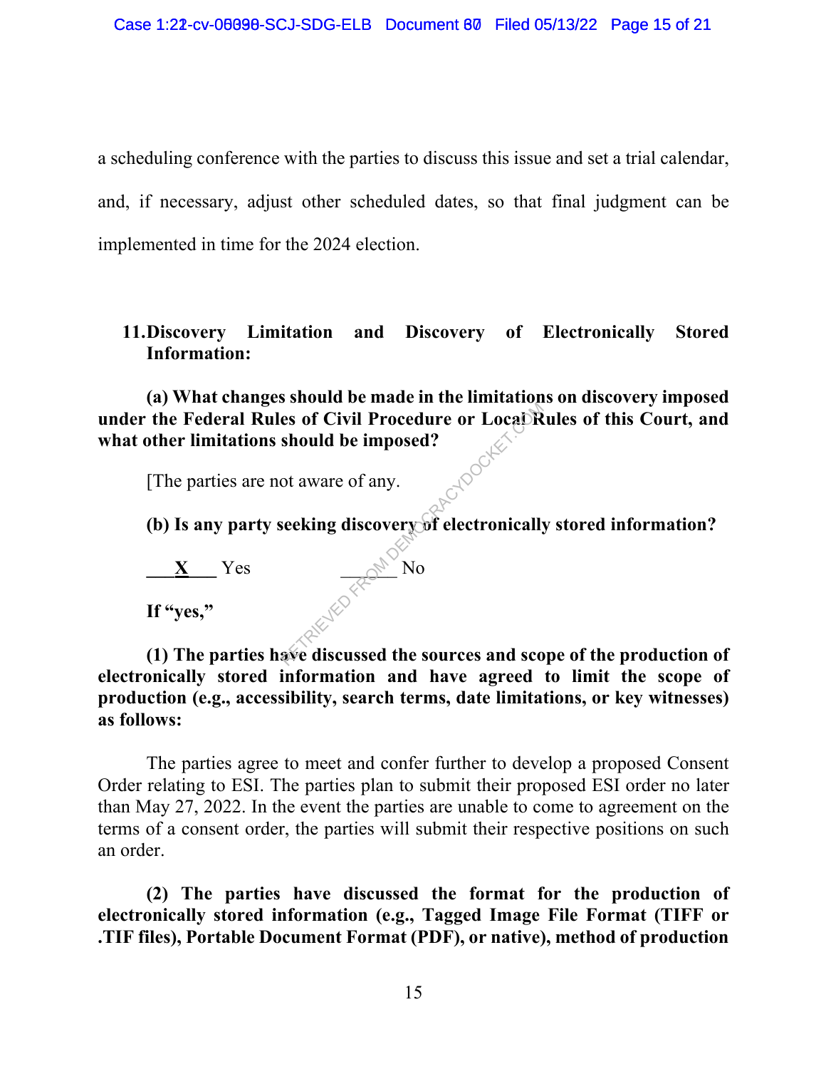a scheduling conference with the parties to discuss this issue and set a trial calendar, and, if necessary, adjust other scheduled dates, so that final judgment can be implemented in time for the 2024 election.

**11. Discovery Limitation and Discovery of Electronically Stored Information:**

**(a) What changes should be made in the limitations on discovery imposed under the Federal Rules of Civil Procedure or Local Rules of this Court, and what other limitations should be imposed?**

[The parties are not aware of any.

**(b) Is any party seeking discovery of electronically stored information?**

___**X**___ Yes ______ No

**If "yes,"**

**(1) The parties have discussed the sources and scope of the production of electronically stored information and have agreed to limit the scope of production (e.g., accessibility, search terms, date limitations, or key witnesses) as follows:**

The parties agree to meet and confer further to develop a proposed Consent Order relating to ESI. The parties plan to submit their proposed ESI order no later than May 27, 2022. In the event the parties are unable to come to agreement on the terms of a consent order, the parties will submit their respective positions on such an order.

**(2) The parties have discussed the format for the production of electronically stored information (e.g., Tagged Image File Format (TIFF or .TIF files), Portable Document Format (PDF), or native), method of production**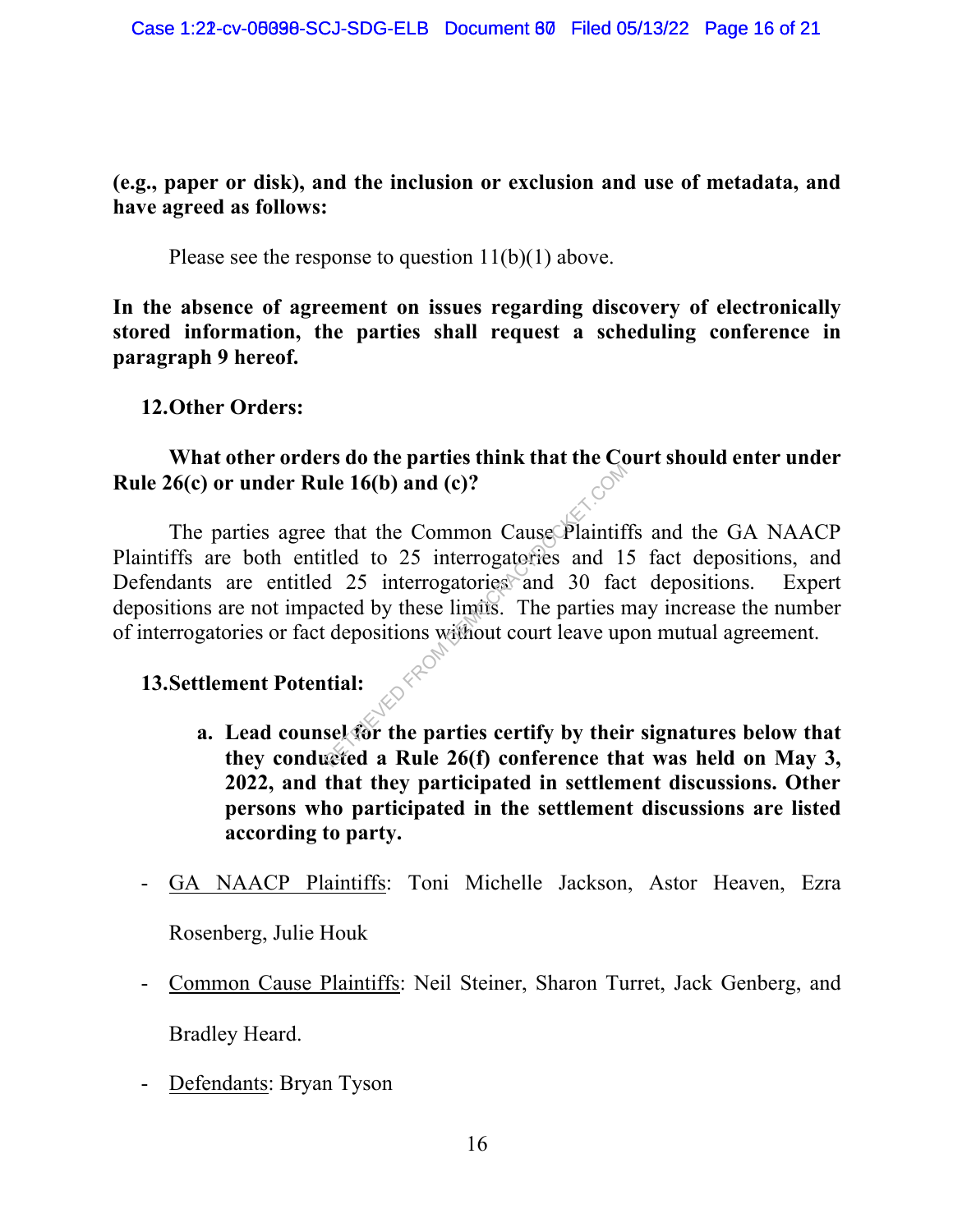**(e.g., paper or disk), and the inclusion or exclusion and use of metadata, and have agreed as follows:**

Please see the response to question 11(b)(1) above.

**In the absence of agreement on issues regarding discovery of electronically stored information, the parties shall request a scheduling conference in paragraph 9 hereof.**

**12. Other Orders:**

**What other orders do the parties think that the Court should enter under Rule 26(c) or under Rule 16(b) and (c)?**

The parties agree that the Common Cause Plaintiffs and the GA NAACP Plaintiffs are both entitled to 25 interrogatories and 15 fact depositions, and Defendants are entitled 25 interrogatories and 30 fact depositions. Expert depositions are not impacted by these limits. The parties may increase the number of interrogatories or fact depositions without court leave upon mutual agreement.

**13. Settlement Potential:**

**a. Lead counsel for the parties certify by their signatures below that they conducted a Rule 26(f) conference that was held on May 3, 2022, and that they participated in settlement discussions. Other persons who participated in the settlement discussions are listed according to party.**

- GA NAACP Plaintiffs: Toni Michelle Jackson, Astor Heaven, Ezra Rosenberg, Julie Houk
- Common Cause Plaintiffs: Neil Steiner, Sharon Turret, Jack Genberg, and Bradley Heard.
- Defendants: Bryan Tyson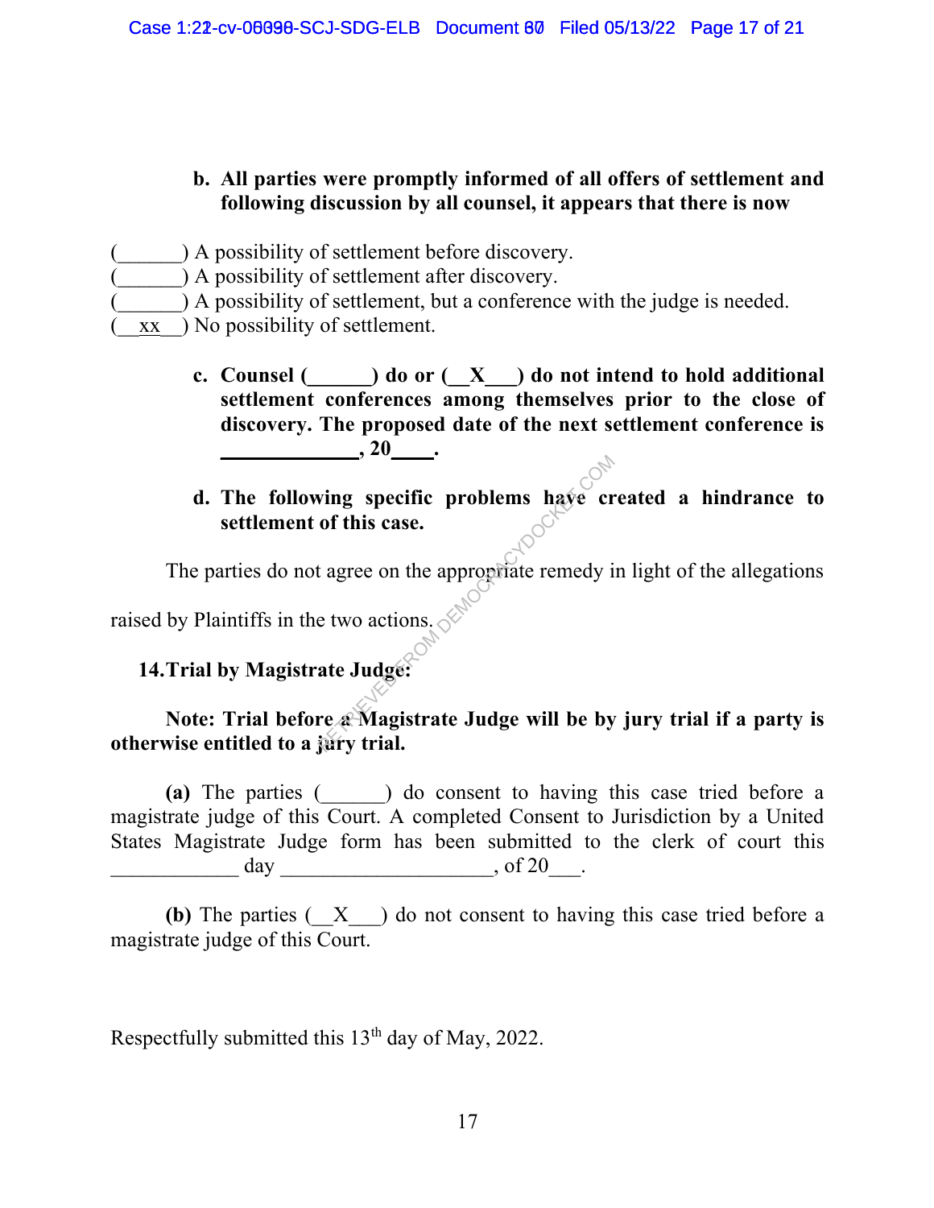**b. All parties were promptly informed of all offers of settlement and following discussion by all counsel, it appears that there is now**

(\_\_\_\_\_\_) A possibility of settlement before discovery.
(\_\_\_\_\_\_) A possibility of settlement after discovery.
(\_\_\_\_\_\_) A possibility of settlement, but a conference with the judge is needed.
(\_\_xx\_\_) No possibility of settlement.

**c. Counsel (\_\_\_\_\_\_) do or (\_\_X\_\_\_) do not intend to hold additional settlement conferences among themselves prior to the close of discovery. The proposed date of the next settlement conference is \_\_\_\_\_\_\_\_\_\_\_\_\_, 20\_\_\_\_.**

**d. The following specific problems have created a hindrance to settlement of this case.**

The parties do not agree on the appropriate remedy in light of the allegations raised by Plaintiffs in the two actions.

**14. Trial by Magistrate Judge:**

**Note: Trial before a Magistrate Judge will be by jury trial if a party is otherwise entitled to a jury trial.**

**(a)** The parties (\_\_\_\_\_\_) do consent to having this case tried before a magistrate judge of this Court. A completed Consent to Jurisdiction by a United States Magistrate Judge form has been submitted to the clerk of court this \_\_\_\_\_\_\_\_\_\_\_\_ day \_\_\_\_\_\_\_\_\_\_\_\_\_\_\_\_\_\_\_\_, of 20\_\_\_.

**(b)** The parties (\_\_X\_\_\_) do not consent to having this case tried before a magistrate judge of this Court.

Respectfully submitted this 13th day of May, 2022.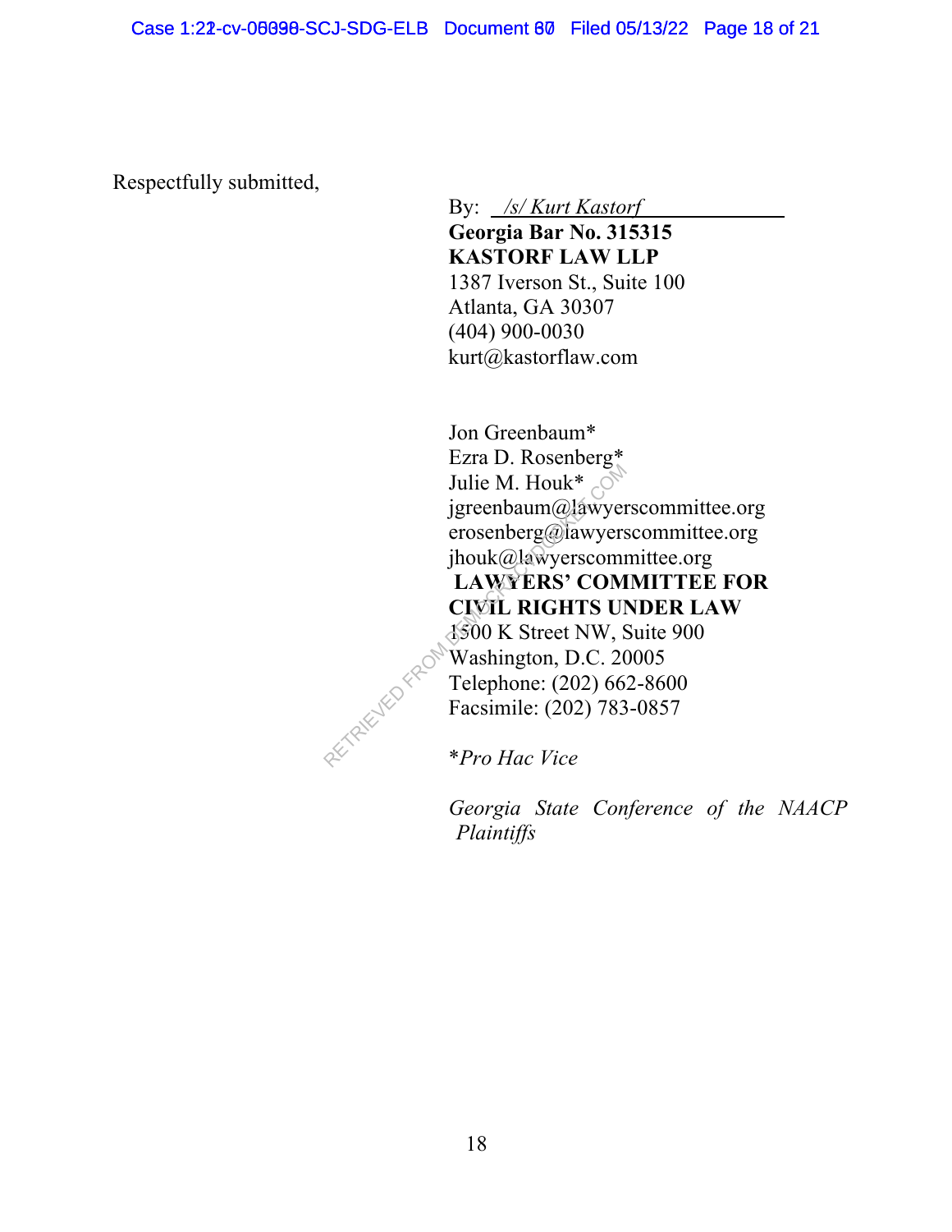Respectfully submitted,

By: /s/ Kurt Kastorf
**Georgia Bar No. 315315**
**KASTORF LAW LLP**
1387 Iverson St., Suite 100
Atlanta, GA 30307
(404) 900-0030
kurt@kastorflaw.com

Jon Greenbaum*
Ezra D. Rosenberg*
Julie M. Houk*
jgreenbaum@lawyerscommittee.org
erosenberg@lawyerscommittee.org
jhouk@lawyerscommittee.org
**LAWYERS' COMMITTEE FOR CIVIL RIGHTS UNDER LAW**
1500 K Street NW, Suite 900
Washington, D.C. 20005
Telephone: (202) 662-8600
Facsimile: (202) 783-0857

**Pro Hac Vice*

*Georgia State Conference of the NAACP Plaintiffs*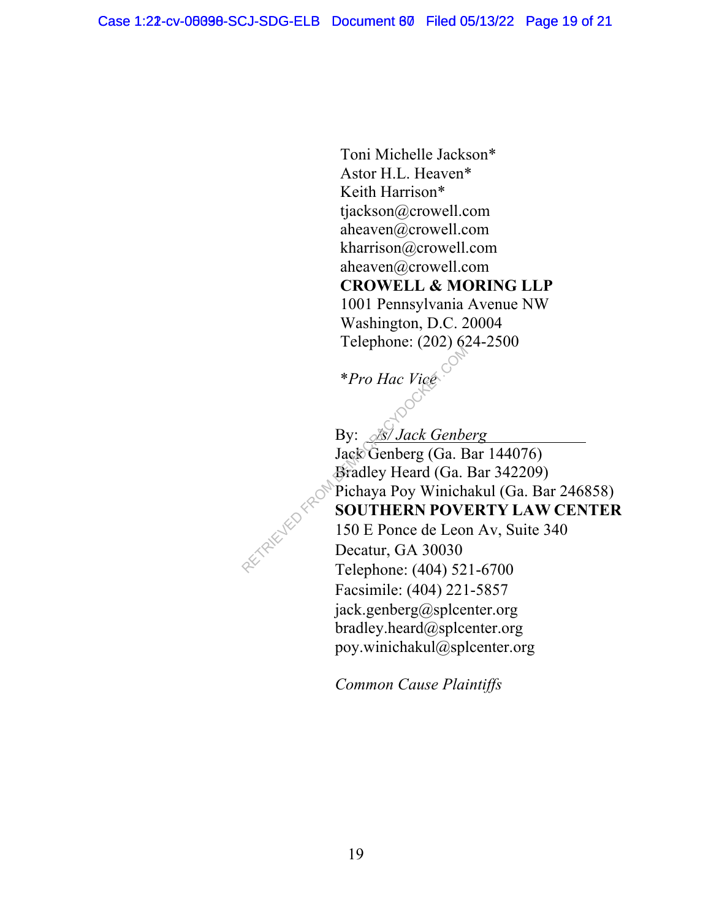Toni Michelle Jackson*
Astor H.L. Heaven*
Keith Harrison*
tjackson@crowell.com
aheaven@crowell.com
kharrison@crowell.com
aheaven@crowell.com
**CROWELL & MORING LLP**
1001 Pennsylvania Avenue NW
Washington, D.C. 20004
Telephone: (202) 624-2500

**Pro Hac Vice*

By: */s/ Jack Genberg*
Jack Genberg (Ga. Bar 144076)
Bradley Heard (Ga. Bar 342209)
Pichaya Poy Winichakul (Ga. Bar 246858)
**SOUTHERN POVERTY LAW CENTER**
150 E Ponce de Leon Av, Suite 340
Decatur, GA 30030
Telephone: (404) 521-6700
Facsimile: (404) 221-5857
jack.genberg@splcenter.org
bradley.heard@splcenter.org
poy.winichakul@splcenter.org

*Common Cause Plaintiffs*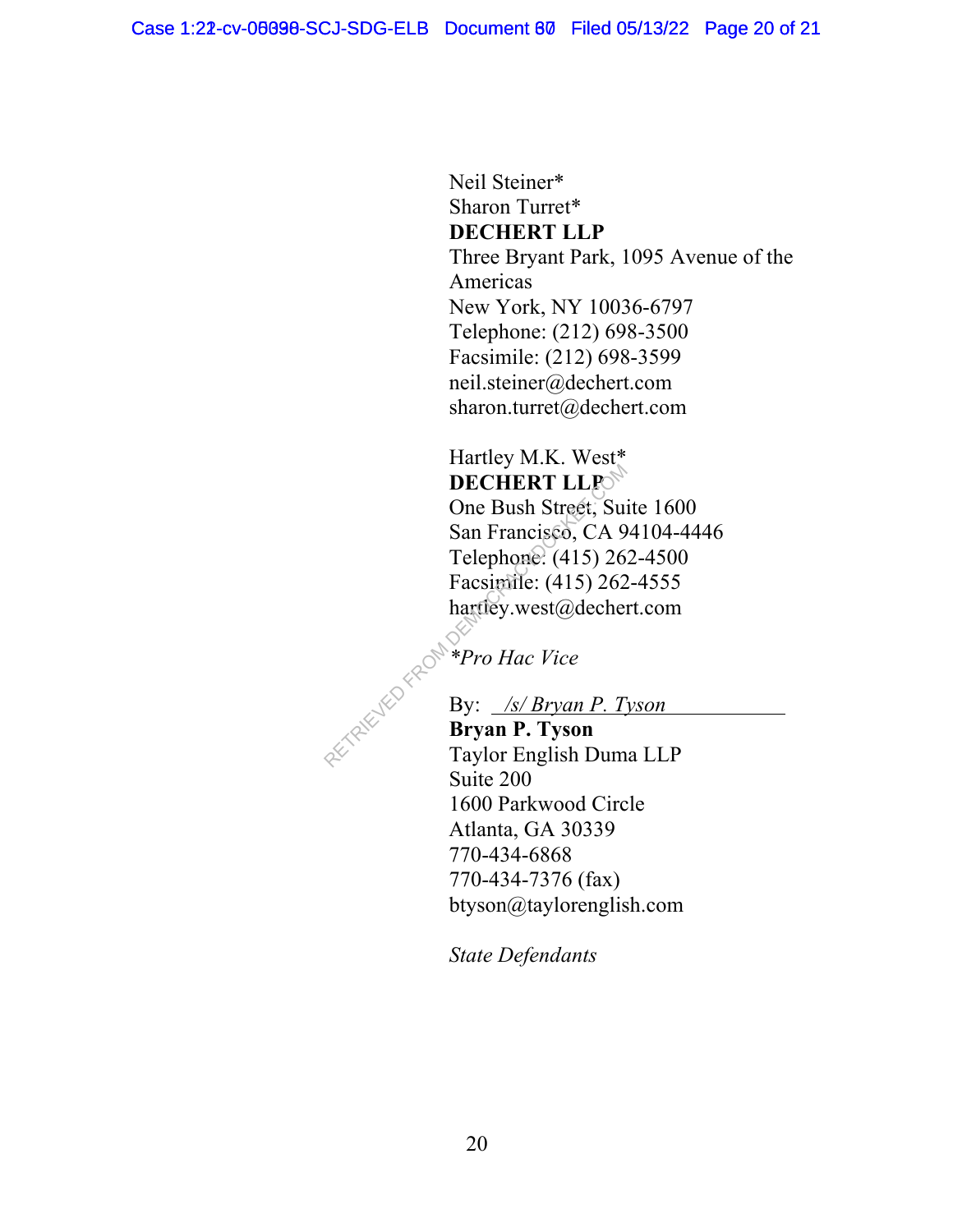Neil Steiner*
Sharon Turret*
**DECHERT LLP**
Three Bryant Park, 1095 Avenue of the Americas
New York, NY 10036-6797
Telephone: (212) 698-3500
Facsimile: (212) 698-3599
neil.steiner@dechert.com
sharon.turret@dechert.com

Hartley M.K. West*
**DECHERT LLP**
One Bush Street, Suite 1600
San Francisco, CA 94104-4446
Telephone: (415) 262-4500
Facsimile: (415) 262-4555
hartley.west@dechert.com

**Pro Hac Vice*

By: */s/ Bryan P. Tyson*
**Bryan P. Tyson**
Taylor English Duma LLP
Suite 200
1600 Parkwood Circle
Atlanta, GA 30339
770-434-6868
770-434-7376 (fax)
btyson@taylorenglish.com

*State Defendants*